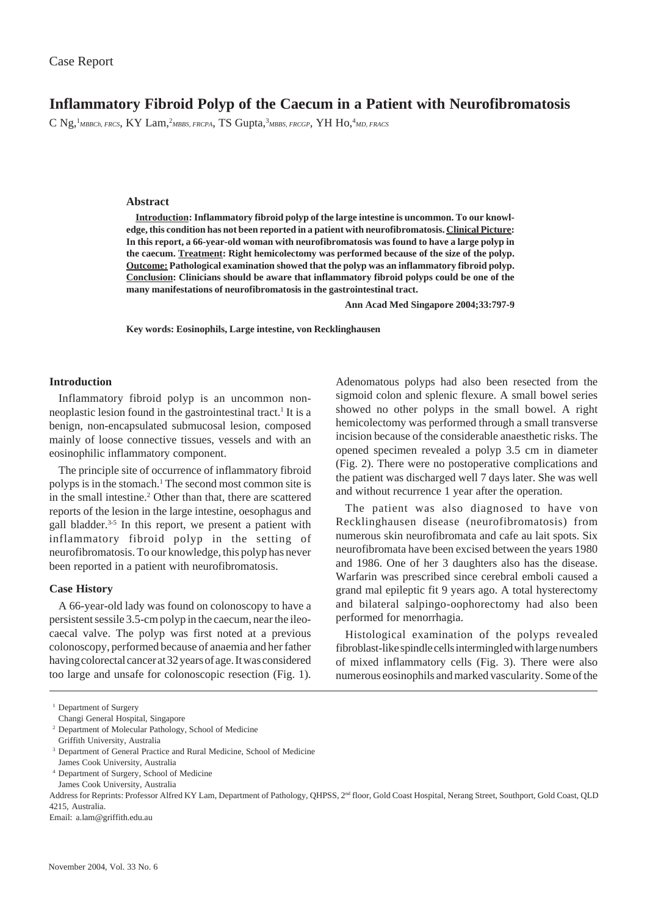Case Report

# Inflammatory Fibroid Polyp of the Caecum in a Patient with Neurofibromatosis

C Ng,[1] *MBBCh, FRCS*, KY Lam,[2] *MBBS, FRCPA*, TS Gupta,[3] *MBBS, FRCGP*, YH Ho,[4] *MD, FRACS*

### Abstract

**<u>Introduction</u>: Inflammatory fibroid polyp of the large intestine is uncommon. To our knowledge, this condition has not been reported in a patient with neurofibromatosis. <u>Clinical Picture</u>: In this report, a 66-year-old woman with neurofibromatosis was found to have a large polyp in the caecum. <u>Treatment</u>: Right hemicolectomy was performed because of the size of the polyp. <u>Outcome:</u> Pathological examination showed that the polyp was an inflammatory fibroid polyp. <u>Conclusion</u>: Clinicians should be aware that inflammatory fibroid polyps could be one of the many manifestations of neurofibromatosis in the gastrointestinal tract.**

**Ann Acad Med Singapore 2004;33:797-9**

**Key words: Eosinophils, Large intestine, von Recklinghausen**

## Introduction

Inflammatory fibroid polyp is an uncommon non-neoplastic lesion found in the gastrointestinal tract.[1] It is a benign, non-encapsulated submucosal lesion, composed mainly of loose connective tissues, vessels and with an eosinophilic inflammatory component.

The principle site of occurrence of inflammatory fibroid polyps is in the stomach.[1] The second most common site is in the small intestine.[2] Other than that, there are scattered reports of the lesion in the large intestine, oesophagus and gall bladder.[3-5] In this report, we present a patient with inflammatory fibroid polyp in the setting of neurofibromatosis. To our knowledge, this polyp has never been reported in a patient with neurofibromatosis.

## Case History

A 66-year-old lady was found on colonoscopy to have a persistent sessile 3.5-cm polyp in the caecum, near the ileo-caecal valve. The polyp was first noted at a previous colonoscopy, performed because of anaemia and her father having colorectal cancer at 32 years of age. It was considered too large and unsafe for colonoscopic resection (Fig. 1). Adenomatous polyps had also been resected from the sigmoid colon and splenic flexure. A small bowel series showed no other polyps in the small bowel. A right hemicolectomy was performed through a small transverse incision because of the considerable anaesthetic risks. The opened specimen revealed a polyp 3.5 cm in diameter (Fig. 2). There were no postoperative complications and the patient was discharged well 7 days later. She was well and without recurrence 1 year after the operation.

The patient was also diagnosed to have von Recklinghausen disease (neurofibromatosis) from numerous skin neurofibromata and cafe au lait spots. Six neurofibromata have been excised between the years 1980 and 1986. One of her 3 daughters also has the disease. Warfarin was prescribed since cerebral emboli caused a grand mal epileptic fit 9 years ago. A total hysterectomy and bilateral salpingo-oophorectomy had also been performed for menorrhagia.

Histological examination of the polyps revealed fibroblast-like spindle cells intermingled with large numbers of mixed inflammatory cells (Fig. 3). There were also numerous eosinophils and marked vascularity. Some of the

---

[1] Department of Surgery
Changi General Hospital, Singapore

[2] Department of Molecular Pathology, School of Medicine
Griffith University, Australia

[3] Department of General Practice and Rural Medicine, School of Medicine
James Cook University, Australia

[4] Department of Surgery, School of Medicine
James Cook University, Australia

Address for Reprints: Professor Alfred KY Lam, Department of Pathology, QHPSS, 2nd floor, Gold Coast Hospital, Nerang Street, Southport, Gold Coast, QLD 4215, Australia.

Email: a.lam@griffith.edu.au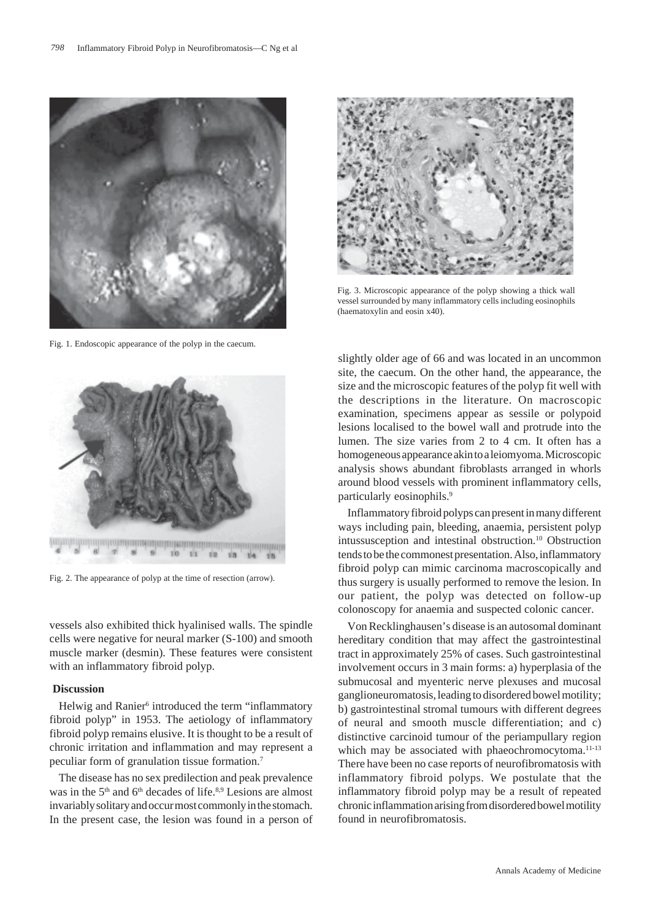Fig. 1. Endoscopic appearance of the polyp in the caecum.

Fig. 2. The appearance of polyp at the time of resection (arrow).

Fig. 3. Microscopic appearance of the polyp showing a thick wall vessel surrounded by many inflammatory cells including eosinophils (haematoxylin and eosin x40).

vessels also exhibited thick hyalinised walls. The spindle cells were negative for neural marker (S-100) and smooth muscle marker (desmin). These features were consistent with an inflammatory fibroid polyp.

## Discussion

Helwig and Ranier[6] introduced the term "inflammatory fibroid polyp" in 1953. The aetiology of inflammatory fibroid polyp remains elusive. It is thought to be a result of chronic irritation and inflammation and may represent a peculiar form of granulation tissue formation.[7]

The disease has no sex predilection and peak prevalence was in the 5th and 6th decades of life.[8,9] Lesions are almost invariably solitary and occur most commonly in the stomach. In the present case, the lesion was found in a person of slightly older age of 66 and was located in an uncommon site, the caecum. On the other hand, the appearance, the size and the microscopic features of the polyp fit well with the descriptions in the literature. On macroscopic examination, specimens appear as sessile or polypoid lesions localised to the bowel wall and protrude into the lumen. The size varies from 2 to 4 cm. It often has a homogeneous appearance akin to a leiomyoma. Microscopic analysis shows abundant fibroblasts arranged in whorls around blood vessels with prominent inflammatory cells, particularly eosinophils.[9]

Inflammatory fibroid polyps can present in many different ways including pain, bleeding, anaemia, persistent polyp intussusception and intestinal obstruction.[10] Obstruction tends to be the commonest presentation. Also, inflammatory fibroid polyp can mimic carcinoma macroscopically and thus surgery is usually performed to remove the lesion. In our patient, the polyp was detected on follow-up colonoscopy for anaemia and suspected colonic cancer.

Von Recklinghausen's disease is an autosomal dominant hereditary condition that may affect the gastrointestinal tract in approximately 25% of cases. Such gastrointestinal involvement occurs in 3 main forms: a) hyperplasia of the submucosal and myenteric nerve plexuses and mucosal ganglioneuromatosis, leading to disordered bowel motility; b) gastrointestinal stromal tumours with different degrees of neural and smooth muscle differentiation; and c) distinctive carcinoid tumour of the periampullary region which may be associated with phaeochromocytoma.[11-13] There have been no case reports of neurofibromatosis with inflammatory fibroid polyps. We postulate that the inflammatory fibroid polyp may be a result of repeated chronic inflammation arising from disordered bowel motility found in neurofibromatosis.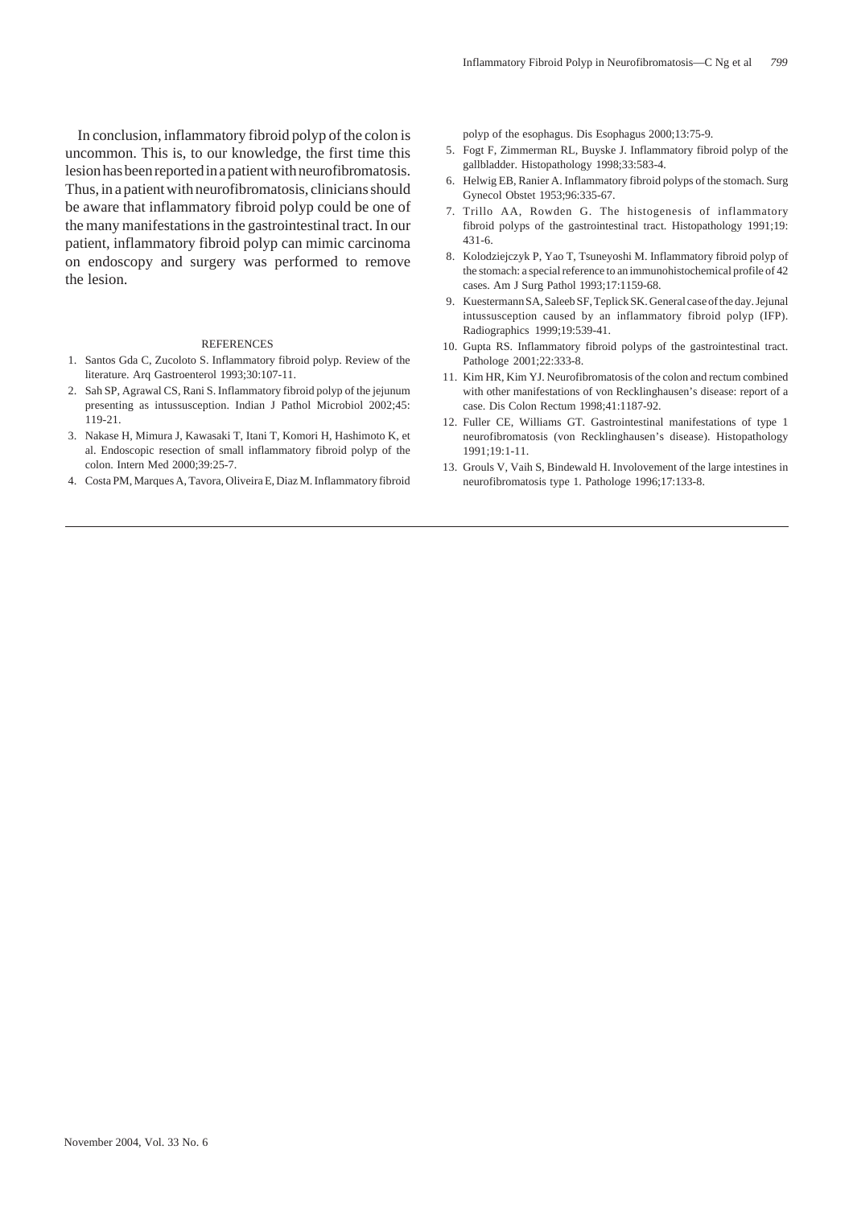In conclusion, inflammatory fibroid polyp of the colon is uncommon. This is, to our knowledge, the first time this lesion has been reported in a patient with neurofibromatosis. Thus, in a patient with neurofibromatosis, clinicians should be aware that inflammatory fibroid polyp could be one of the many manifestations in the gastrointestinal tract. In our patient, inflammatory fibroid polyp can mimic carcinoma on endoscopy and surgery was performed to remove the lesion.

## REFERENCES

1. Santos Gda C, Zucoloto S. Inflammatory fibroid polyp. Review of the literature. Arq Gastroenterol 1993;30:107-11.
2. Sah SP, Agrawal CS, Rani S. Inflammatory fibroid polyp of the jejunum presenting as intussusception. Indian J Pathol Microbiol 2002;45: 119-21.
3. Nakase H, Mimura J, Kawasaki T, Itani T, Komori H, Hashimoto K, et al. Endoscopic resection of small inflammatory fibroid polyp of the colon. Intern Med 2000;39:25-7.
4. Costa PM, Marques A, Tavora, Oliveira E, Diaz M. Inflammatory fibroid polyp of the esophagus. Dis Esophagus 2000;13:75-9.
5. Fogt F, Zimmerman RL, Buyske J. Inflammatory fibroid polyp of the gallbladder. Histopathology 1998;33:583-4.
6. Helwig EB, Ranier A. Inflammatory fibroid polyps of the stomach. Surg Gynecol Obstet 1953;96:335-67.
7. Trillo AA, Rowden G. The histogenesis of inflammatory fibroid polyps of the gastrointestinal tract. Histopathology 1991;19: 431-6.
8. Kolodziejczyk P, Yao T, Tsuneyoshi M. Inflammatory fibroid polyp of the stomach: a special reference to an immunohistochemical profile of 42 cases. Am J Surg Pathol 1993;17:1159-68.
9. Kuestermann SA, Saleeb SF, Teplick SK. General case of the day. Jejunal intussusception caused by an inflammatory fibroid polyp (IFP). Radiographics 1999;19:539-41.
10. Gupta RS. Inflammatory fibroid polyps of the gastrointestinal tract. Pathologe 2001;22:333-8.
11. Kim HR, Kim YJ. Neurofibromatosis of the colon and rectum combined with other manifestations of von Recklinghausen's disease: report of a case. Dis Colon Rectum 1998;41:1187-92.
12. Fuller CE, Williams GT. Gastrointestinal manifestations of type 1 neurofibromatosis (von Recklinghausen's disease). Histopathology 1991;19:1-11.
13. Grouls V, Vaih S, Bindewald H. Involovement of the large intestines in neurofibromatosis type 1. Pathologe 1996;17:133-8.